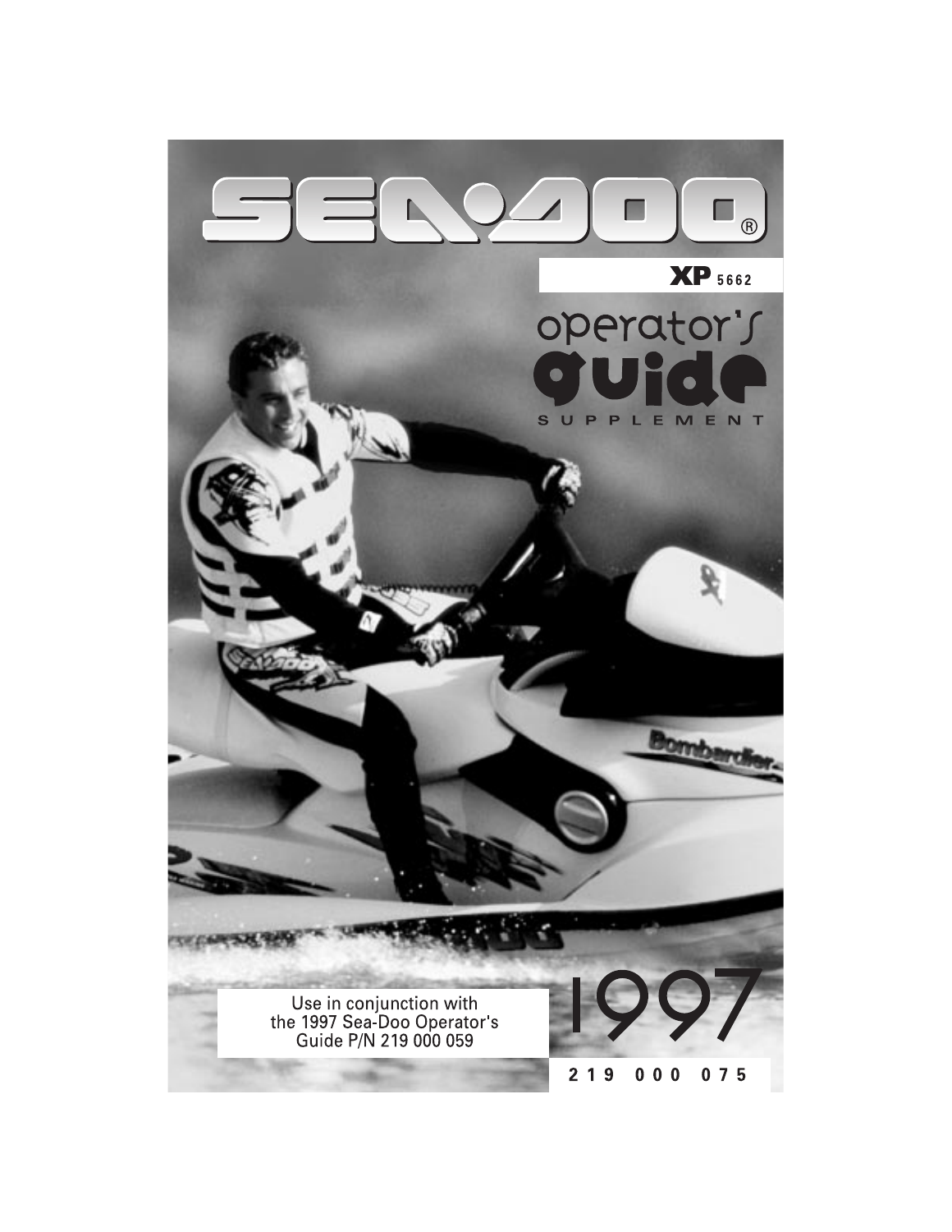# SEA-DOO®

**XP** 5662

# operator's guide

SUPPLEMENT

Use in conjunction with the 1997 Sea-Doo Operator's Guide P/N 219 000 059

1997

219 000 075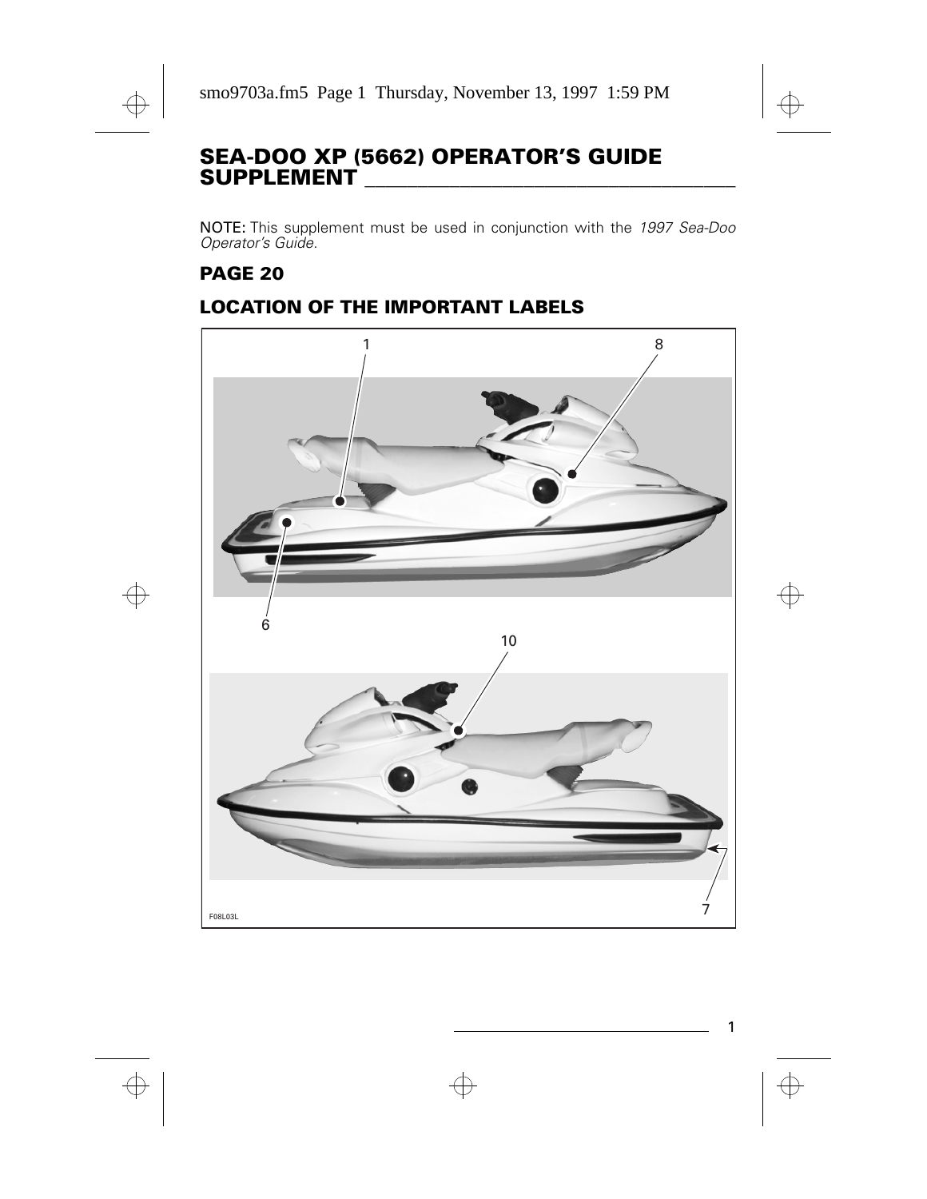## SEA-DOO XP (5662) OPERATOR'S GUIDE SUPPLEMENT

NOTE: This supplement must be used in conjunction with the *1997 Sea-Doo Operator's Guide*.

### PAGE 20

### LOCATION OF THE IMPORTANT LABELS

1 8 6 10 7

F08L03L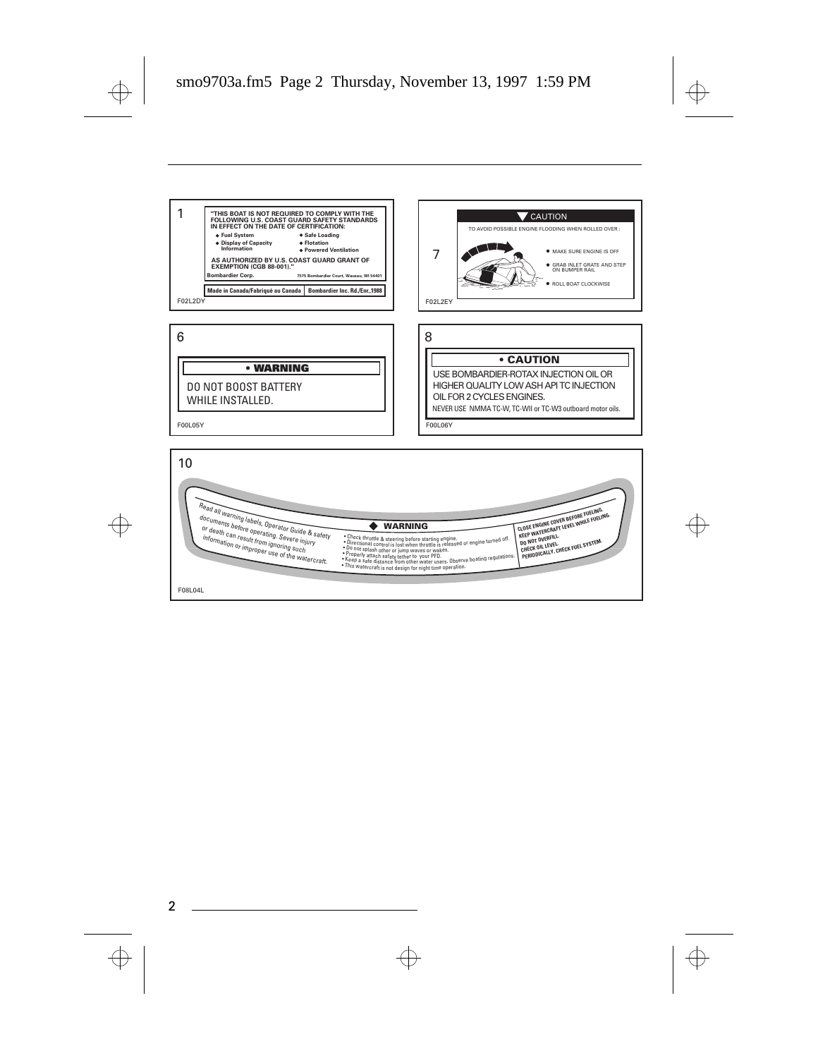## 1

**"THIS BOAT IS NOT REQUIRED TO COMPLY WITH THE FOLLOWING U.S. COAST GUARD SAFETY STANDARDS IN EFFECT ON THE DATE OF CERTIFICATION:**

- **Fuel System**
- **Display of Capacity Information**
- **Safe Loading**
- **Flotation**
- **Powered Ventilation**

**AS AUTHORIZED BY U.S. COAST GUARD GRANT OF EXEMPTION (CGB 88-001)."**

**Bombardier Corp.** **7575 Bombardier Court, Wausau, WI 54401**

| **Made in Canada/Fabriqué au Canada** | **Bombardier Inc. Rd./Enr.,1988** |
|---|---|

F02L2DY

## 7

**CAUTION**

TO AVOID POSSIBLE ENGINE FLOODING WHEN ROLLED OVER :

- MAKE SURE ENGINE IS OFF
- GRAB INLET GRATE AND STEP ON BUMPER RAIL
- ROLL BOAT CLOCKWISE

F02L2EY

## 6

**• WARNING**

DO NOT BOOST BATTERY WHILE INSTALLED.

F00L05Y

## 8

**• CAUTION**

USE BOMBARDIER-ROTAX INJECTION OIL OR HIGHER QUALITY LOW ASH API TC INJECTION OIL FOR 2 CYCLES ENGINES.

NEVER USE NMMA TC-W, TC-WII or TC-W3 outboard motor oils.

F00L06Y

## 10

*Read all warning labels, Operator Guide & safety documents before operating. Severe injury or death can result from ignoring such information or improper use of the watercraft.*

**WARNING**

- Check throttle & steering before starting engine.
- Directional control is lost when throttle is released or engine turned off.
- Do not splash other or jump waves or wakes.
- Properly attach safety tether to your PFD.
- Keep a safe distance from other water users. Observe boating regulations.
- This watercraft is not design for night time operation.

**CLOSE ENGINE COVER BEFORE FUELING.**
**KEEP WATERCRAFT LEVEL WHILE FUELING.**
**DO NOT OVERFILL.**
**CHECK OIL LEVEL.**
**PERIODICALLY, CHECK FUEL SYSTEM.**

F08L04L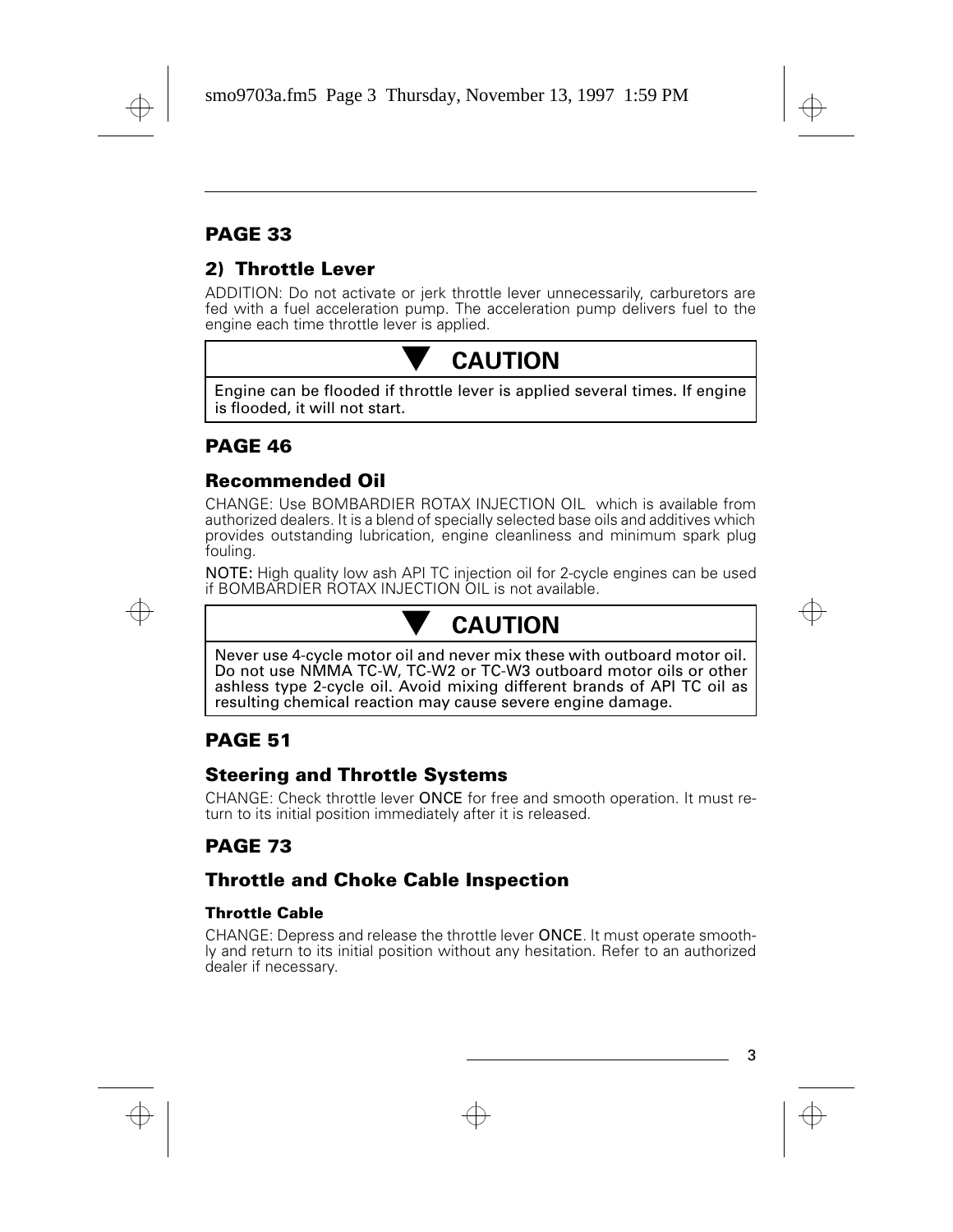## PAGE 33

### 2) Throttle Lever

ADDITION: Do not activate or jerk throttle lever unnecessarily, carburetors are fed with a fuel acceleration pump. The acceleration pump delivers fuel to the engine each time throttle lever is applied.

> ▼ **CAUTION**
>
> Engine can be flooded if throttle lever is applied several times. If engine is flooded, it will not start.

## PAGE 46

### Recommended Oil

CHANGE: Use BOMBARDIER ROTAX INJECTION OIL which is available from authorized dealers. It is a blend of specially selected base oils and additives which provides outstanding lubrication, engine cleanliness and minimum spark plug fouling.

**NOTE:** High quality low ash API TC injection oil for 2-cycle engines can be used if BOMBARDIER ROTAX INJECTION OIL is not available.

> ▼ **CAUTION**
>
> Never use 4-cycle motor oil and never mix these with outboard motor oil. Do not use NMMA TC-W, TC-W2 or TC-W3 outboard motor oils or other ashless type 2-cycle oil. Avoid mixing different brands of API TC oil as resulting chemical reaction may cause severe engine damage.

## PAGE 51

### Steering and Throttle Systems

CHANGE: Check throttle lever **ONCE** for free and smooth operation. It must return to its initial position immediately after it is released.

## PAGE 73

### Throttle and Choke Cable Inspection

#### Throttle Cable

CHANGE: Depress and release the throttle lever **ONCE**. It must operate smoothly and return to its initial position without any hesitation. Refer to an authorized dealer if necessary.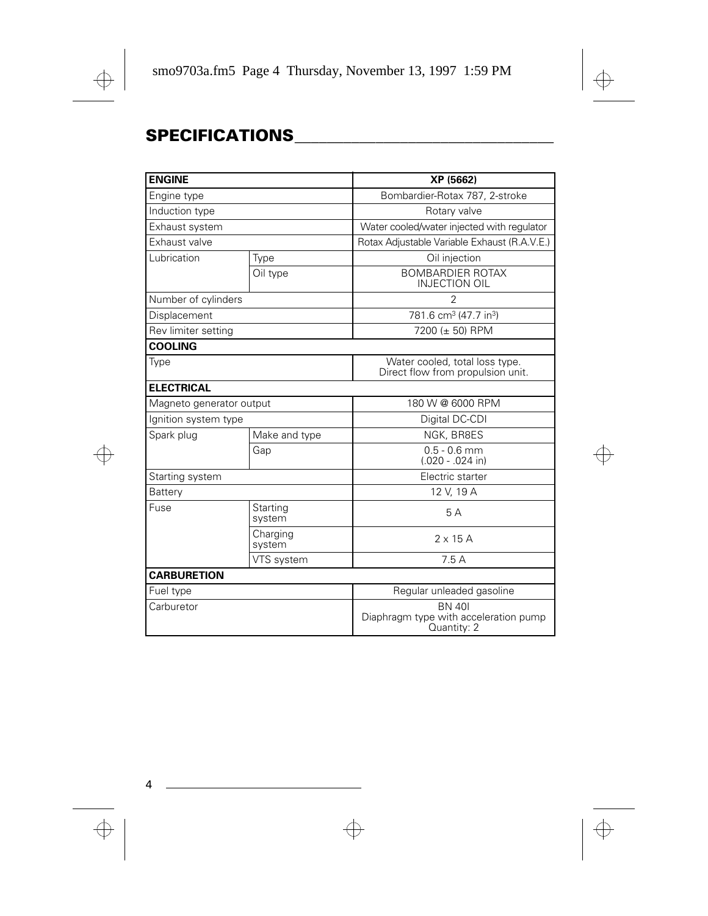# SPECIFICATIONS

| ENGINE | | XP (5662) |
|---|---|---|
| Engine type | | Bombardier-Rotax 787, 2-stroke |
| Induction type | | Rotary valve |
| Exhaust system | | Water cooled/water injected with regulator |
| Exhaust valve | | Rotax Adjustable Variable Exhaust (R.A.V.E.) |
| Lubrication | Type | Oil injection |
| | Oil type | BOMBARDIER ROTAX INJECTION OIL |
| Number of cylinders | | 2 |
| Displacement | | 781.6 $cm^3$ (47.7 $in^3$) |
| Rev limiter setting | | 7200 (± 50) RPM |
| **COOLING** | | |
| Type | | Water cooled, total loss type. Direct flow from propulsion unit. |
| **ELECTRICAL** | | |
| Magneto generator output | | 180 W @ 6000 RPM |
| Ignition system type | | Digital DC-CDI |
| Spark plug | Make and type | NGK, BR8ES |
| | Gap | 0.5 - 0.6 mm (.020 - .024 in) |
| Starting system | | Electric starter |
| Battery | | 12 V, 19 A |
| Fuse | Starting system | 5 A |
| | Charging system | 2 x 15 A |
| | VTS system | 7.5 A |
| **CARBURETION** | | |
| Fuel type | | Regular unleaded gasoline |
| Carburetor | | BN 40I<br>Diaphragm type with acceleration pump<br>Quantity: 2 |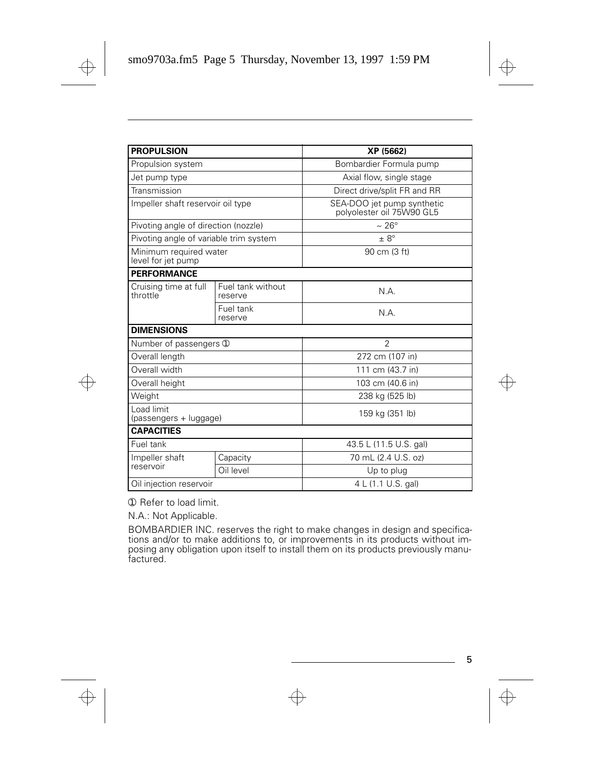| PROPULSION | | XP (5662) |
|---|---|---|
| Propulsion system | | Bombardier Formula pump |
| Jet pump type | | Axial flow, single stage |
| Transmission | | Direct drive/split FR and RR |
| Impeller shaft reservoir oil type | | SEA-DOO jet pump synthetic polyolester oil 75W90 GL5 |
| Pivoting angle of direction (nozzle) | | ~ 26° |
| Pivoting angle of variable trim system | | ± 8° |
| Minimum required water level for jet pump | | 90 cm (3 ft) |
| **PERFORMANCE** | | |
| Cruising time at full throttle | Fuel tank without reserve | N.A. |
| | Fuel tank reserve | N.A. |
| **DIMENSIONS** | | |
| Number of passengers ① | | 2 |
| Overall length | | 272 cm (107 in) |
| Overall width | | 111 cm (43.7 in) |
| Overall height | | 103 cm (40.6 in) |
| Weight | | 238 kg (525 lb) |
| Load limit (passengers + luggage) | | 159 kg (351 lb) |
| **CAPACITIES** | | |
| Fuel tank | | 43.5 L (11.5 U.S. gal) |
| Impeller shaft reservoir | Capacity | 70 mL (2.4 U.S. oz) |
| | Oil level | Up to plug |
| Oil injection reservoir | | 4 L (1.1 U.S. gal) |

① Refer to load limit.

N.A.: Not Applicable.

BOMBARDIER INC. reserves the right to make changes in design and specifications and/or to make additions to, or improvements in its products without imposing any obligation upon itself to install them on its products previously manufactured.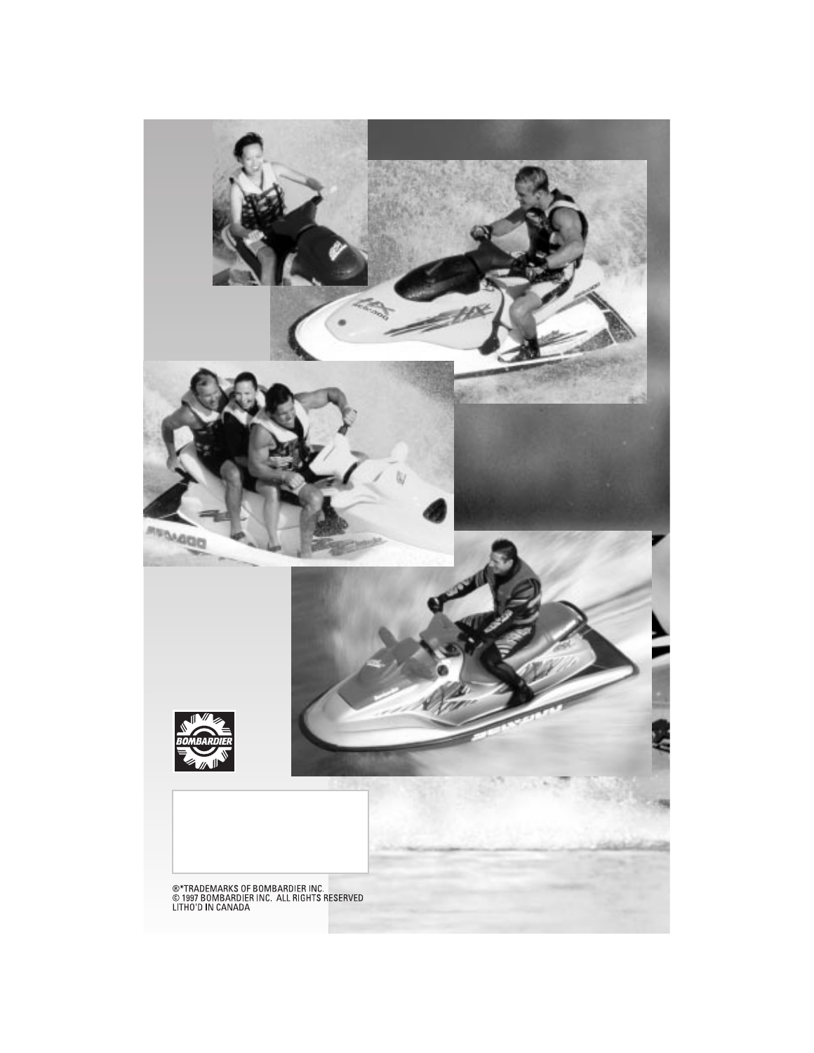®*TRADEMARKS OF BOMBARDIER INC.
© 1997 BOMBARDIER INC. ALL RIGHTS RESERVED
LITHO'D IN CANADA